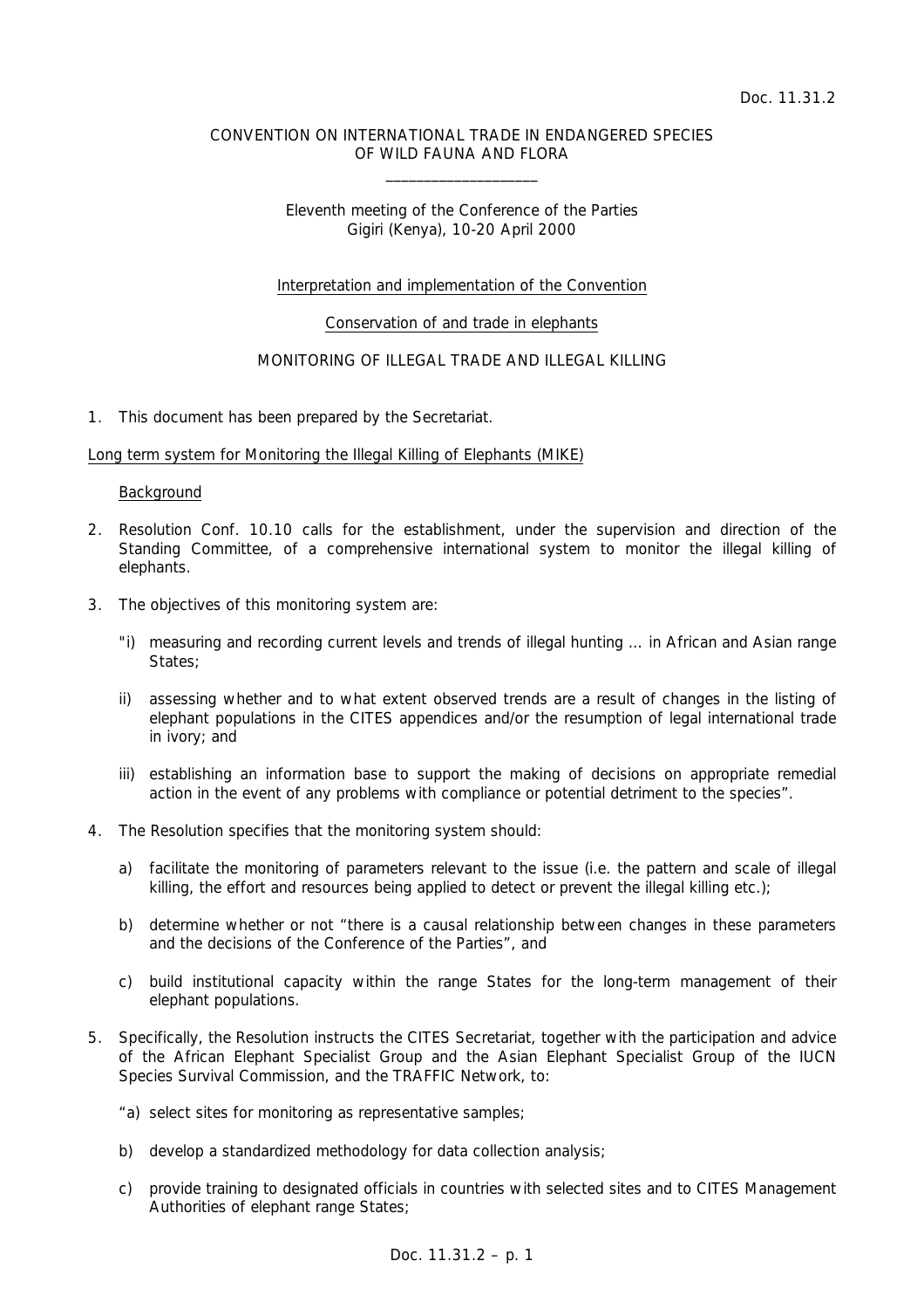Doc. 11.31.2

CONVENTION ON INTERNATIONAL TRADE IN ENDANGERED SPECIES OF WILD FAUNA AND FLORA

\_\_\_\_\_\_\_\_\_\_\_\_\_\_\_\_\_\_\_\_

Eleventh meeting of the Conference of the Parties
Gigiri (Kenya), 10-20 April 2000

Interpretation and implementation of the Convention

Conservation of and trade in elephants

MONITORING OF ILLEGAL TRADE AND ILLEGAL KILLING

1. This document has been prepared by the Secretariat.

Long term system for Monitoring the Illegal Killing of Elephants (MIKE)

Background

2. Resolution Conf. 10.10 calls for the establishment, under the supervision and direction of the Standing Committee, of a comprehensive international system to monitor the illegal killing of elephants.

3. The objectives of this monitoring system are:

   "i) measuring and recording current levels and trends of illegal hunting ... in African and Asian range States;

   ii) assessing whether and to what extent observed trends are a result of changes in the listing of elephant populations in the CITES appendices and/or the resumption of legal international trade in ivory; and

   iii) establishing an information base to support the making of decisions on appropriate remedial action in the event of any problems with compliance or potential detriment to the species".

4. The Resolution specifies that the monitoring system should:

   a) facilitate the monitoring of parameters relevant to the issue (i.e. the pattern and scale of illegal killing, the effort and resources being applied to detect or prevent the illegal killing etc.);

   b) determine whether or not "there is a causal relationship between changes in these parameters and the decisions of the Conference of the Parties", and

   c) build institutional capacity within the range States for the long-term management of their elephant populations.

5. Specifically, the Resolution instructs the CITES Secretariat, together with the participation and advice of the African Elephant Specialist Group and the Asian Elephant Specialist Group of the IUCN Species Survival Commission, and the TRAFFIC Network, to:

   "a) select sites for monitoring as representative samples;

   b) develop a standardized methodology for data collection analysis;

   c) provide training to designated officials in countries with selected sites and to CITES Management Authorities of elephant range States;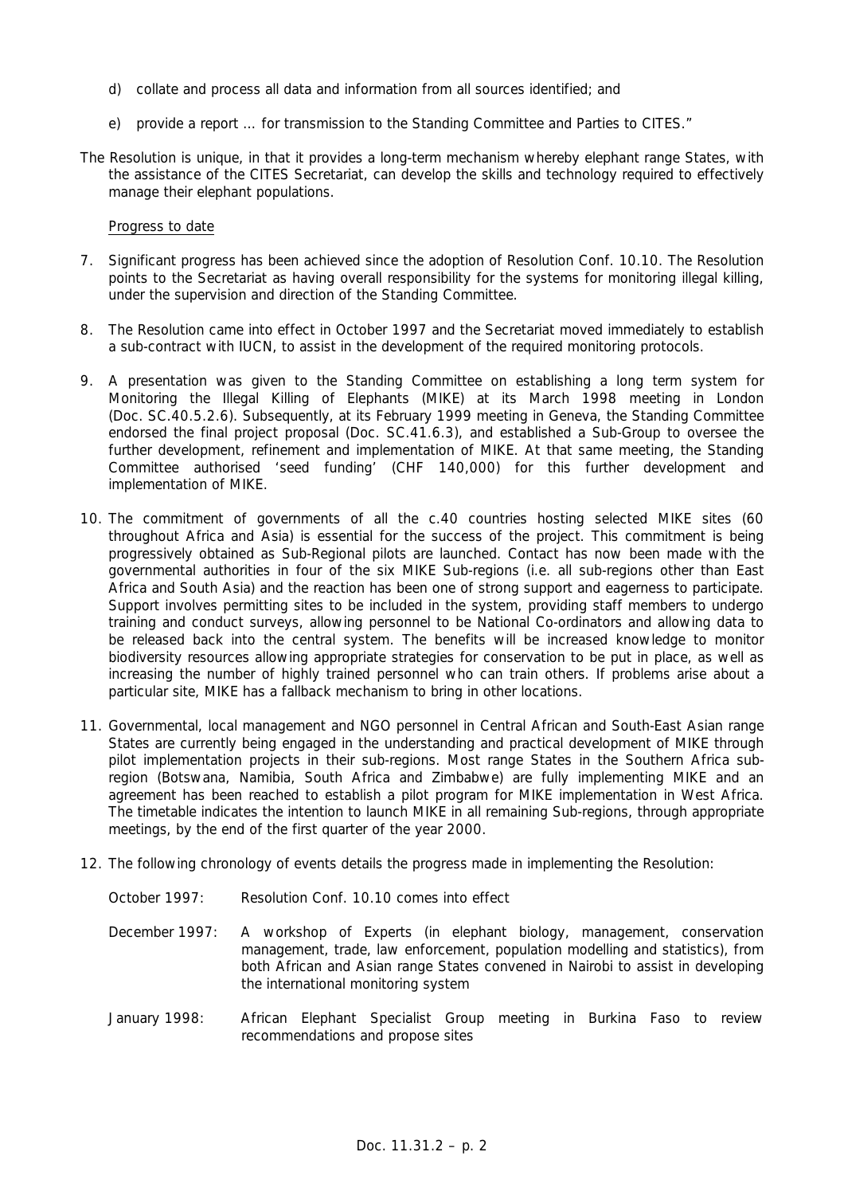d) collate and process all data and information from all sources identified; and

e) provide a report … for transmission to the Standing Committee and Parties to CITES."

The Resolution is unique, in that it provides a long-term mechanism whereby elephant range States, with the assistance of the CITES Secretariat, can develop the skills and technology required to effectively manage their elephant populations.

Progress to date

7. Significant progress has been achieved since the adoption of Resolution Conf. 10.10. The Resolution points to the Secretariat as having overall responsibility for the systems for monitoring illegal killing, under the supervision and direction of the Standing Committee.

8. The Resolution came into effect in October 1997 and the Secretariat moved immediately to establish a sub-contract with IUCN, to assist in the development of the required monitoring protocols.

9. A presentation was given to the Standing Committee on establishing a long term system for Monitoring the Illegal Killing of Elephants (MIKE) at its March 1998 meeting in London (Doc. SC.40.5.2.6). Subsequently, at its February 1999 meeting in Geneva, the Standing Committee endorsed the final project proposal (Doc. SC.41.6.3), and established a Sub-Group to oversee the further development, refinement and implementation of MIKE. At that same meeting, the Standing Committee authorised 'seed funding' (CHF 140,000) for this further development and implementation of MIKE.

10. The commitment of governments of all the c.40 countries hosting selected MIKE sites (60 throughout Africa and Asia) is essential for the success of the project. This commitment is being progressively obtained as Sub-Regional pilots are launched. Contact has now been made with the governmental authorities in four of the six MIKE Sub-regions (i.e. all sub-regions other than East Africa and South Asia) and the reaction has been one of strong support and eagerness to participate. Support involves permitting sites to be included in the system, providing staff members to undergo training and conduct surveys, allowing personnel to be National Co-ordinators and allowing data to be released back into the central system. The benefits will be increased knowledge to monitor biodiversity resources allowing appropriate strategies for conservation to be put in place, as well as increasing the number of highly trained personnel who can train others. If problems arise about a particular site, MIKE has a fallback mechanism to bring in other locations.

11. Governmental, local management and NGO personnel in Central African and South-East Asian range States are currently being engaged in the understanding and practical development of MIKE through pilot implementation projects in their sub-regions. Most range States in the Southern Africa sub-region (Botswana, Namibia, South Africa and Zimbabwe) are fully implementing MIKE and an agreement has been reached to establish a pilot program for MIKE implementation in West Africa. The timetable indicates the intention to launch MIKE in all remaining Sub-regions, through appropriate meetings, by the end of the first quarter of the year 2000.

12. The following chronology of events details the progress made in implementing the Resolution:

October 1997: Resolution Conf. 10.10 comes into effect

December 1997: A workshop of Experts (in elephant biology, management, conservation management, trade, law enforcement, population modelling and statistics), from both African and Asian range States convened in Nairobi to assist in developing the international monitoring system

January 1998: African Elephant Specialist Group meeting in Burkina Faso to review recommendations and propose sites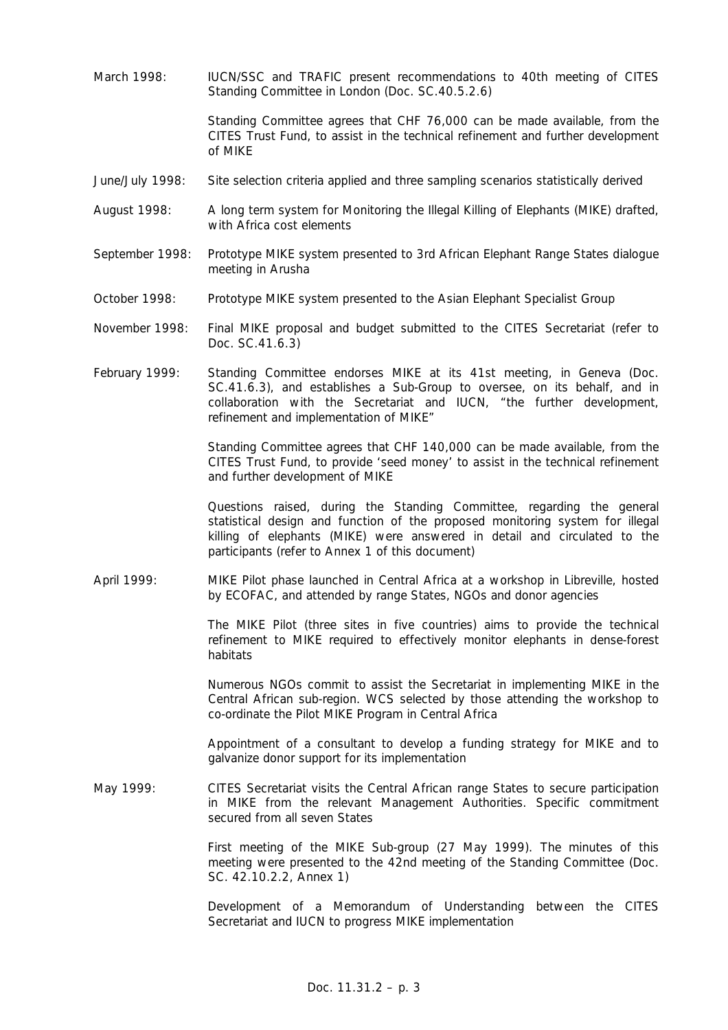March 1998: IUCN/SSC and TRAFIC present recommendations to 40th meeting of CITES Standing Committee in London (Doc. SC.40.5.2.6)

Standing Committee agrees that CHF 76,000 can be made available, from the CITES Trust Fund, to assist in the technical refinement and further development of MIKE

June/July 1998: Site selection criteria applied and three sampling scenarios statistically derived

August 1998: A long term system for Monitoring the Illegal Killing of Elephants (MIKE) drafted, with Africa cost elements

September 1998: Prototype MIKE system presented to 3rd African Elephant Range States dialogue meeting in Arusha

October 1998: Prototype MIKE system presented to the Asian Elephant Specialist Group

November 1998: Final MIKE proposal and budget submitted to the CITES Secretariat (refer to Doc. SC.41.6.3)

February 1999: Standing Committee endorses MIKE at its 41st meeting, in Geneva (Doc. SC.41.6.3), and establishes a Sub-Group to oversee, on its behalf, and in collaboration with the Secretariat and IUCN, "the further development, refinement and implementation of MIKE"

Standing Committee agrees that CHF 140,000 can be made available, from the CITES Trust Fund, to provide 'seed money' to assist in the technical refinement and further development of MIKE

Questions raised, during the Standing Committee, regarding the general statistical design and function of the proposed monitoring system for illegal killing of elephants (MIKE) were answered in detail and circulated to the participants (refer to Annex 1 of this document)

April 1999: MIKE Pilot phase launched in Central Africa at a workshop in Libreville, hosted by ECOFAC, and attended by range States, NGOs and donor agencies

The MIKE Pilot (three sites in five countries) aims to provide the technical refinement to MIKE required to effectively monitor elephants in dense-forest habitats

Numerous NGOs commit to assist the Secretariat in implementing MIKE in the Central African sub-region. WCS selected by those attending the workshop to co-ordinate the Pilot MIKE Program in Central Africa

Appointment of a consultant to develop a funding strategy for MIKE and to galvanize donor support for its implementation

May 1999: CITES Secretariat visits the Central African range States to secure participation in MIKE from the relevant Management Authorities. Specific commitment secured from all seven States

First meeting of the MIKE Sub-group (27 May 1999). The minutes of this meeting were presented to the 42nd meeting of the Standing Committee (Doc. SC. 42.10.2.2, Annex 1)

Development of a Memorandum of Understanding between the CITES Secretariat and IUCN to progress MIKE implementation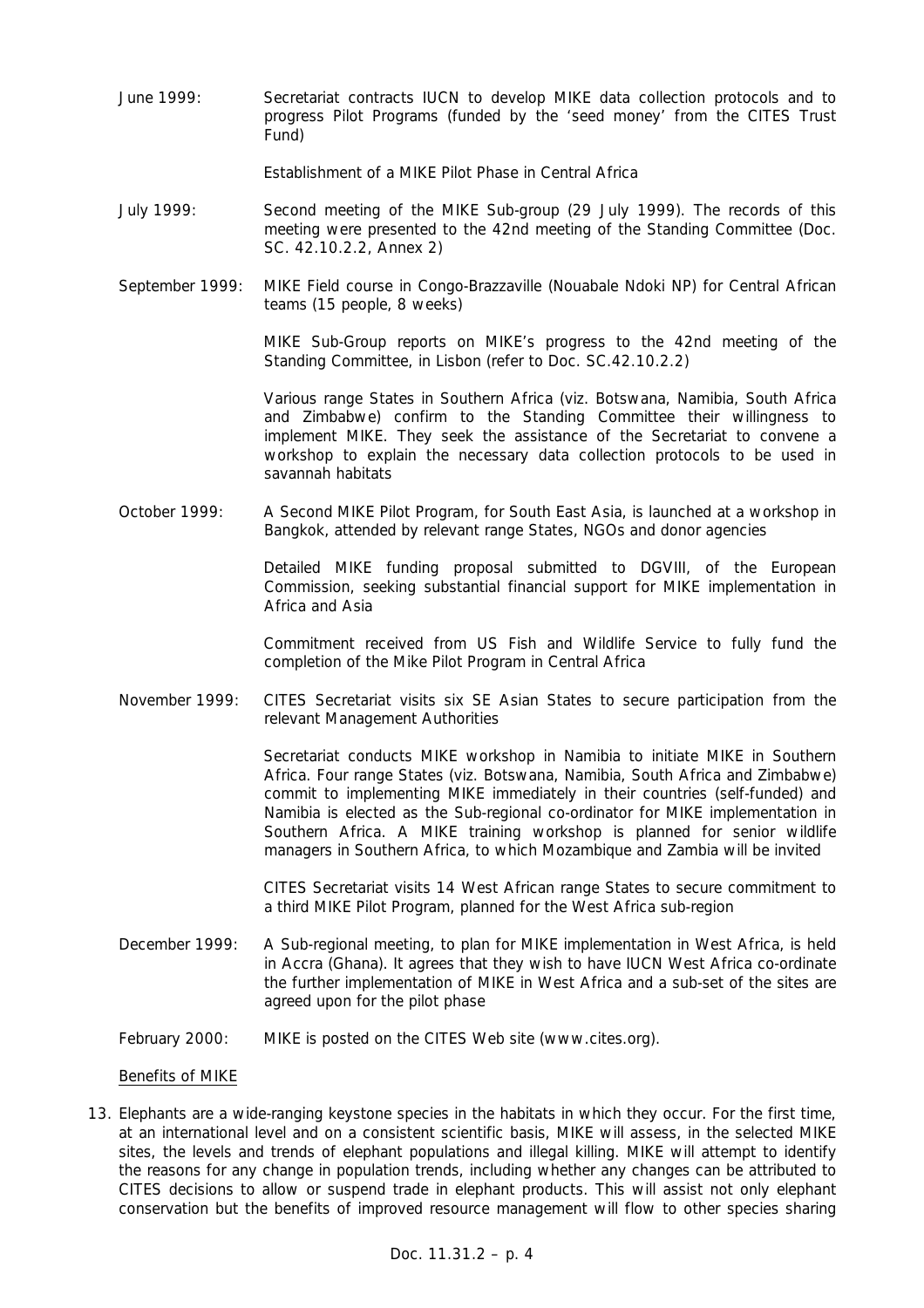June 1999: Secretariat contracts IUCN to develop MIKE data collection protocols and to progress Pilot Programs (funded by the 'seed money' from the CITES Trust Fund)

Establishment of a MIKE Pilot Phase in Central Africa

July 1999: Second meeting of the MIKE Sub-group (29 July 1999). The records of this meeting were presented to the 42nd meeting of the Standing Committee (Doc. SC. 42.10.2.2, Annex 2)

September 1999: MIKE Field course in Congo-Brazzaville (Nouabale Ndoki NP) for Central African teams (15 people, 8 weeks)

MIKE Sub-Group reports on MIKE's progress to the 42nd meeting of the Standing Committee, in Lisbon (refer to Doc. SC.42.10.2.2)

Various range States in Southern Africa (viz. Botswana, Namibia, South Africa and Zimbabwe) confirm to the Standing Committee their willingness to implement MIKE. They seek the assistance of the Secretariat to convene a workshop to explain the necessary data collection protocols to be used in savannah habitats

October 1999: A Second MIKE Pilot Program, for South East Asia, is launched at a workshop in Bangkok, attended by relevant range States, NGOs and donor agencies

Detailed MIKE funding proposal submitted to DGVIII, of the European Commission, seeking substantial financial support for MIKE implementation in Africa and Asia

Commitment received from US Fish and Wildlife Service to fully fund the completion of the Mike Pilot Program in Central Africa

November 1999: CITES Secretariat visits six SE Asian States to secure participation from the relevant Management Authorities

Secretariat conducts MIKE workshop in Namibia to initiate MIKE in Southern Africa. Four range States (viz. Botswana, Namibia, South Africa and Zimbabwe) commit to implementing MIKE immediately in their countries (self-funded) and Namibia is elected as the Sub-regional co-ordinator for MIKE implementation in Southern Africa. A MIKE training workshop is planned for senior wildlife managers in Southern Africa, to which Mozambique and Zambia will be invited

CITES Secretariat visits 14 West African range States to secure commitment to a third MIKE Pilot Program, planned for the West Africa sub-region

December 1999: A Sub-regional meeting, to plan for MIKE implementation in West Africa, is held in Accra (Ghana). It agrees that they wish to have IUCN West Africa co-ordinate the further implementation of MIKE in West Africa and a sub-set of the sites are agreed upon for the pilot phase

February 2000: MIKE is posted on the CITES Web site (www.cites.org).

Benefits of MIKE

13. Elephants are a wide-ranging keystone species in the habitats in which they occur. For the first time, at an international level and on a consistent scientific basis, MIKE will assess, in the selected MIKE sites, the levels and trends of elephant populations and illegal killing. MIKE will attempt to identify the reasons for any change in population trends, including whether any changes can be attributed to CITES decisions to allow or suspend trade in elephant products. This will assist not only elephant conservation but the benefits of improved resource management will flow to other species sharing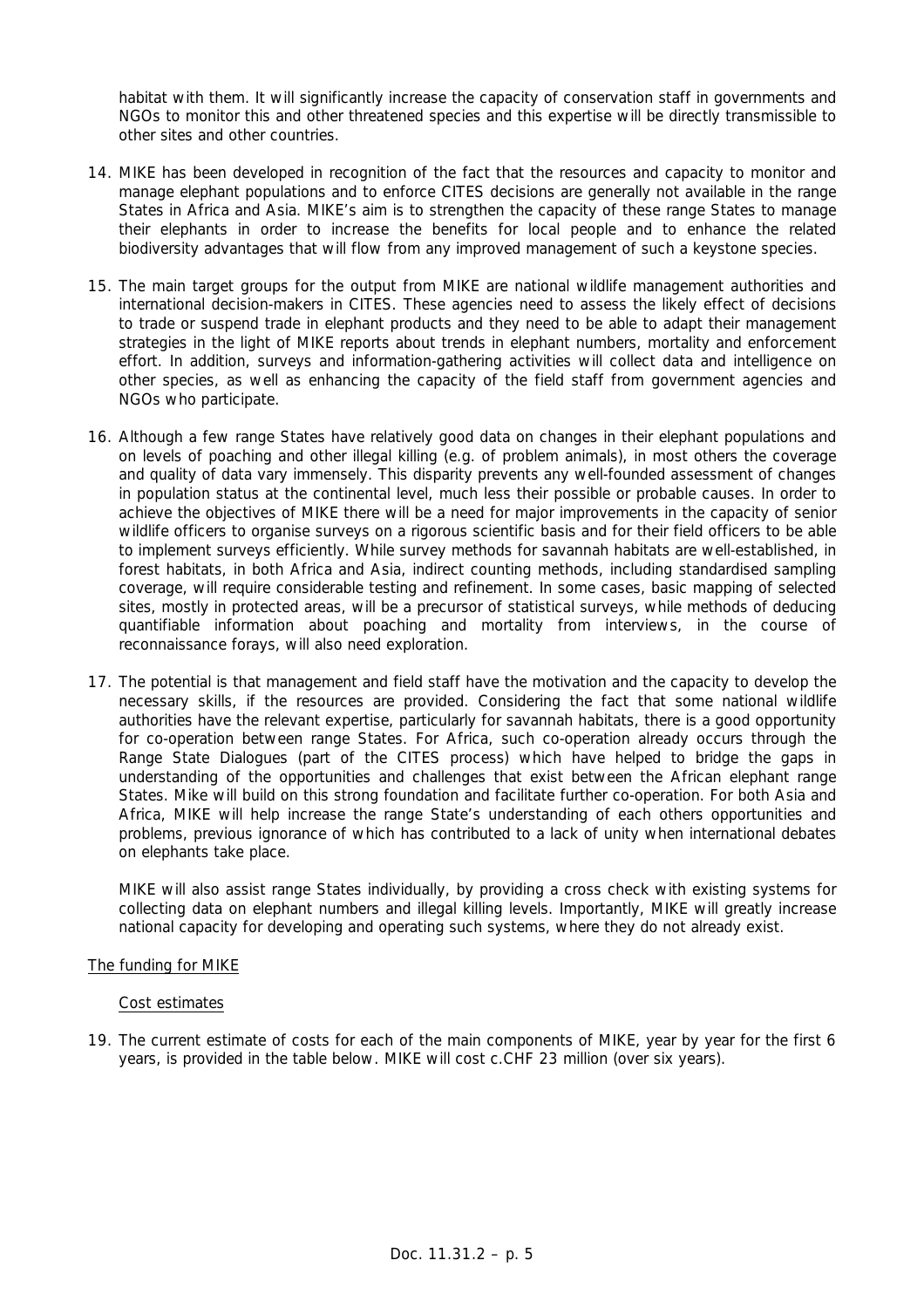habitat with them. It will significantly increase the capacity of conservation staff in governments and NGOs to monitor this and other threatened species and this expertise will be directly transmissible to other sites and other countries.

14. MIKE has been developed in recognition of the fact that the resources and capacity to monitor and manage elephant populations and to enforce CITES decisions are generally not available in the range States in Africa and Asia. MIKE's aim is to strengthen the capacity of these range States to manage their elephants in order to increase the benefits for local people and to enhance the related biodiversity advantages that will flow from any improved management of such a keystone species.

15. The main target groups for the output from MIKE are national wildlife management authorities and international decision-makers in CITES. These agencies need to assess the likely effect of decisions to trade or suspend trade in elephant products and they need to be able to adapt their management strategies in the light of MIKE reports about trends in elephant numbers, mortality and enforcement effort. In addition, surveys and information-gathering activities will collect data and intelligence on other species, as well as enhancing the capacity of the field staff from government agencies and NGOs who participate.

16. Although a few range States have relatively good data on changes in their elephant populations and on levels of poaching and other illegal killing (e.g. of problem animals), in most others the coverage and quality of data vary immensely. This disparity prevents any well-founded assessment of changes in population status at the continental level, much less their possible or probable causes. In order to achieve the objectives of MIKE there will be a need for major improvements in the capacity of senior wildlife officers to organise surveys on a rigorous scientific basis and for their field officers to be able to implement surveys efficiently. While survey methods for savannah habitats are well-established, in forest habitats, in both Africa and Asia, indirect counting methods, including standardised sampling coverage, will require considerable testing and refinement. In some cases, basic mapping of selected sites, mostly in protected areas, will be a precursor of statistical surveys, while methods of deducing quantifiable information about poaching and mortality from interviews, in the course of reconnaissance forays, will also need exploration.

17. The potential is that management and field staff have the motivation and the capacity to develop the necessary skills, if the resources are provided. Considering the fact that some national wildlife authorities have the relevant expertise, particularly for savannah habitats, there is a good opportunity for co-operation between range States. For Africa, such co-operation already occurs through the Range State Dialogues (part of the CITES process) which have helped to bridge the gaps in understanding of the opportunities and challenges that exist between the African elephant range States. Mike will build on this strong foundation and facilitate further co-operation. For both Asia and Africa, MIKE will help increase the range State's understanding of each others opportunities and problems, previous ignorance of which has contributed to a lack of unity when international debates on elephants take place.

    MIKE will also assist range States individually, by providing a cross check with existing systems for collecting data on elephant numbers and illegal killing levels. Importantly, MIKE will greatly increase national capacity for developing and operating such systems, where they do not already exist.

<u>The funding for MIKE</u>

<u>Cost estimates</u>

19. The current estimate of costs for each of the main components of MIKE, year by year for the first 6 years, is provided in the table below. MIKE will cost c.CHF 23 million (over six years).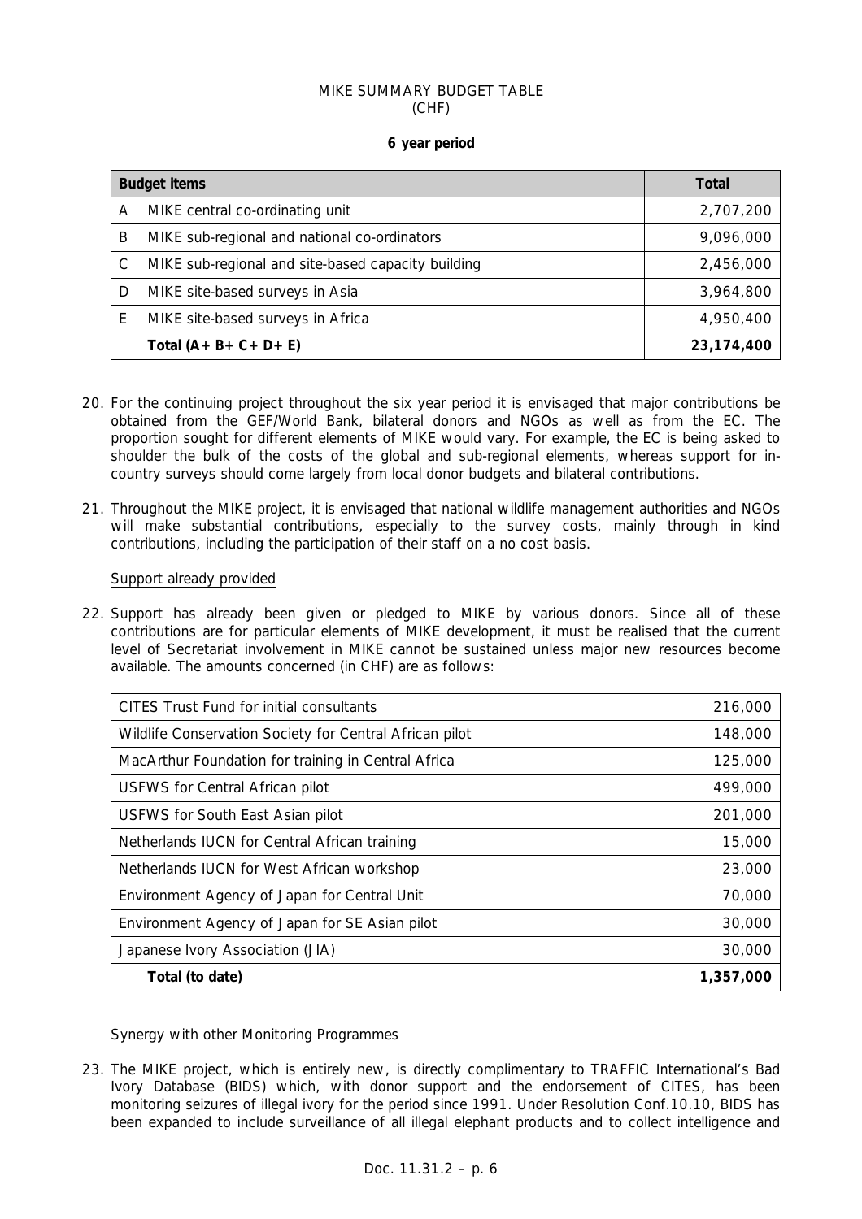MIKE SUMMARY BUDGET TABLE
(CHF)

**6 year period**

| | **Budget items** | **Total** |
|---|---|---|
| A | MIKE central co-ordinating unit | 2,707,200 |
| B | MIKE sub-regional and national co-ordinators | 9,096,000 |
| C | MIKE sub-regional and site-based capacity building | 2,456,000 |
| D | MIKE site-based surveys in Asia | 3,964,800 |
| E | MIKE site-based surveys in Africa | 4,950,400 |
| | **Total (A+ B+ C+ D+ E)** | **23,174,400** |

20. For the continuing project throughout the six year period it is envisaged that major contributions be obtained from the GEF/World Bank, bilateral donors and NGOs as well as from the EC. The proportion sought for different elements of MIKE would vary. For example, the EC is being asked to shoulder the bulk of the costs of the global and sub-regional elements, whereas support for in-country surveys should come largely from local donor budgets and bilateral contributions.

21. Throughout the MIKE project, it is envisaged that national wildlife management authorities and NGOs will make substantial contributions, especially to the survey costs, mainly through in kind contributions, including the participation of their staff on a no cost basis.

Support already provided

22. Support has already been given or pledged to MIKE by various donors. Since all of these contributions are for particular elements of MIKE development, it must be realised that the current level of Secretariat involvement in MIKE cannot be sustained unless major new resources become available. The amounts concerned (in CHF) are as follows:

| | |
|---|---|
| CITES Trust Fund for initial consultants | 216,000 |
| Wildlife Conservation Society for Central African pilot | 148,000 |
| MacArthur Foundation for training in Central Africa | 125,000 |
| USFWS for Central African pilot | 499,000 |
| USFWS for South East Asian pilot | 201,000 |
| Netherlands IUCN for Central African training | 15,000 |
| Netherlands IUCN for West African workshop | 23,000 |
| Environment Agency of Japan for Central Unit | 70,000 |
| Environment Agency of Japan for SE Asian pilot | 30,000 |
| Japanese Ivory Association (JIA) | 30,000 |
| **Total (to date)** | **1,357,000** |

Synergy with other Monitoring Programmes

23. The MIKE project, which is entirely new, is directly complimentary to TRAFFIC International's Bad Ivory Database (BIDS) which, with donor support and the endorsement of CITES, has been monitoring seizures of illegal ivory for the period since 1991. Under Resolution Conf.10.10, BIDS has been expanded to include surveillance of all illegal elephant products and to collect intelligence and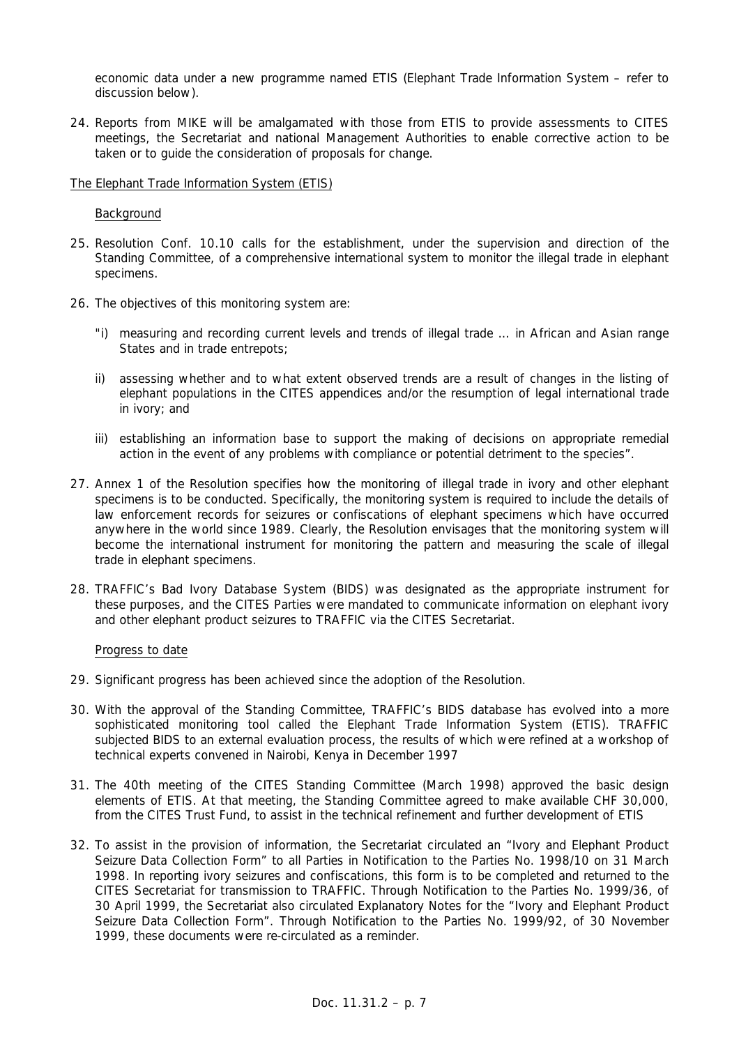economic data under a new programme named ETIS (Elephant Trade Information System – refer to discussion below).

24. Reports from MIKE will be amalgamated with those from ETIS to provide assessments to CITES meetings, the Secretariat and national Management Authorities to enable corrective action to be taken or to guide the consideration of proposals for change.

<u>The Elephant Trade Information System (ETIS)</u>

<u>Background</u>

25. Resolution Conf. 10.10 calls for the establishment, under the supervision and direction of the Standing Committee, of a comprehensive international system to monitor the illegal trade in elephant specimens.

26. The objectives of this monitoring system are:

   "i) measuring and recording current levels and trends of illegal trade ... in African and Asian range States and in trade entrepots;

   ii) assessing whether and to what extent observed trends are a result of changes in the listing of elephant populations in the CITES appendices and/or the resumption of legal international trade in ivory; and

   iii) establishing an information base to support the making of decisions on appropriate remedial action in the event of any problems with compliance or potential detriment to the species".

27. Annex 1 of the Resolution specifies how the monitoring of illegal trade in ivory and other elephant specimens is to be conducted. Specifically, the monitoring system is required to include the details of law enforcement records for seizures or confiscations of elephant specimens which have occurred anywhere in the world since 1989. Clearly, the Resolution envisages that the monitoring system will become the international instrument for monitoring the pattern and measuring the scale of illegal trade in elephant specimens.

28. TRAFFIC's Bad Ivory Database System (BIDS) was designated as the appropriate instrument for these purposes, and the CITES Parties were mandated to communicate information on elephant ivory and other elephant product seizures to TRAFFIC via the CITES Secretariat.

<u>Progress to date</u>

29. Significant progress has been achieved since the adoption of the Resolution.

30. With the approval of the Standing Committee, TRAFFIC's BIDS database has evolved into a more sophisticated monitoring tool called the Elephant Trade Information System (ETIS). TRAFFIC subjected BIDS to an external evaluation process, the results of which were refined at a workshop of technical experts convened in Nairobi, Kenya in December 1997

31. The 40th meeting of the CITES Standing Committee (March 1998) approved the basic design elements of ETIS. At that meeting, the Standing Committee agreed to make available CHF 30,000, from the CITES Trust Fund, to assist in the technical refinement and further development of ETIS

32. To assist in the provision of information, the Secretariat circulated an "Ivory and Elephant Product Seizure Data Collection Form" to all Parties in Notification to the Parties No. 1998/10 on 31 March 1998. In reporting ivory seizures and confiscations, this form is to be completed and returned to the CITES Secretariat for transmission to TRAFFIC. Through Notification to the Parties No. 1999/36, of 30 April 1999, the Secretariat also circulated Explanatory Notes for the "Ivory and Elephant Product Seizure Data Collection Form". Through Notification to the Parties No. 1999/92, of 30 November 1999, these documents were re-circulated as a reminder.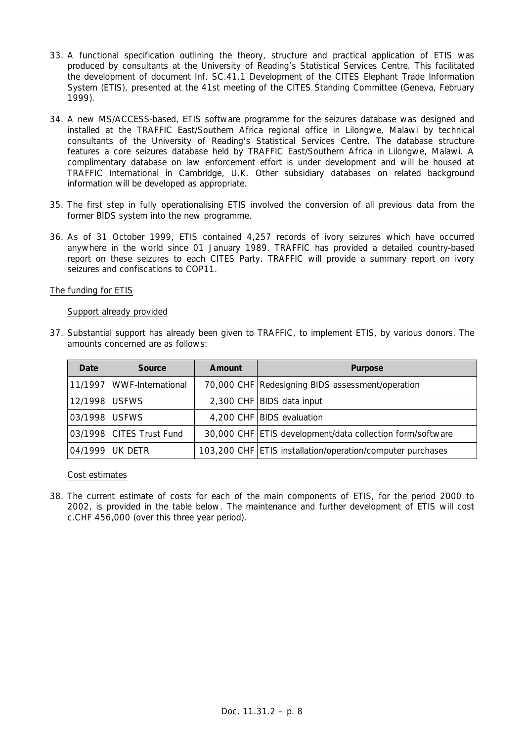33. A functional specification outlining the theory, structure and practical application of ETIS was produced by consultants at the University of Reading's Statistical Services Centre. This facilitated the development of document Inf. SC.41.1 Development of the CITES Elephant Trade Information System (ETIS), presented at the 41st meeting of the CITES Standing Committee (Geneva, February 1999).

34. A new MS/ACCESS-based, ETIS software programme for the seizures database was designed and installed at the TRAFFIC East/Southern Africa regional office in Lilongwe, Malawi by technical consultants of the University of Reading's Statistical Services Centre. The database structure features a core seizures database held by TRAFFIC East/Southern Africa in Lilongwe, Malawi. A complimentary database on law enforcement effort is under development and will be housed at TRAFFIC International in Cambridge, U.K. Other subsidiary databases on related background information will be developed as appropriate.

35. The first step in fully operationalising ETIS involved the conversion of all previous data from the former BIDS system into the new programme.

36. As of 31 October 1999, ETIS contained 4,257 records of ivory seizures which have occurred anywhere in the world since 01 January 1989. TRAFFIC has provided a detailed country-based report on these seizures to each CITES Party. TRAFFIC will provide a summary report on ivory seizures and confiscations to COP11.

The funding for ETIS

Support already provided

37. Substantial support has already been given to TRAFFIC, to implement ETIS, by various donors. The amounts concerned are as follows:

| Date | Source | Amount | Purpose |
|---|---|---|---|
| 11/1997 | WWF-International | 70,000 CHF | Redesigning BIDS assessment/operation |
| 12/1998 | USFWS | 2,300 CHF | BIDS data input |
| 03/1998 | USFWS | 4,200 CHF | BIDS evaluation |
| 03/1998 | CITES Trust Fund | 30,000 CHF | ETIS development/data collection form/software |
| 04/1999 | UK DETR | 103,200 CHF | ETIS installation/operation/computer purchases |

Cost estimates

38. The current estimate of costs for each of the main components of ETIS, for the period 2000 to 2002, is provided in the table below. The maintenance and further development of ETIS will cost c.CHF 456,000 (over this three year period).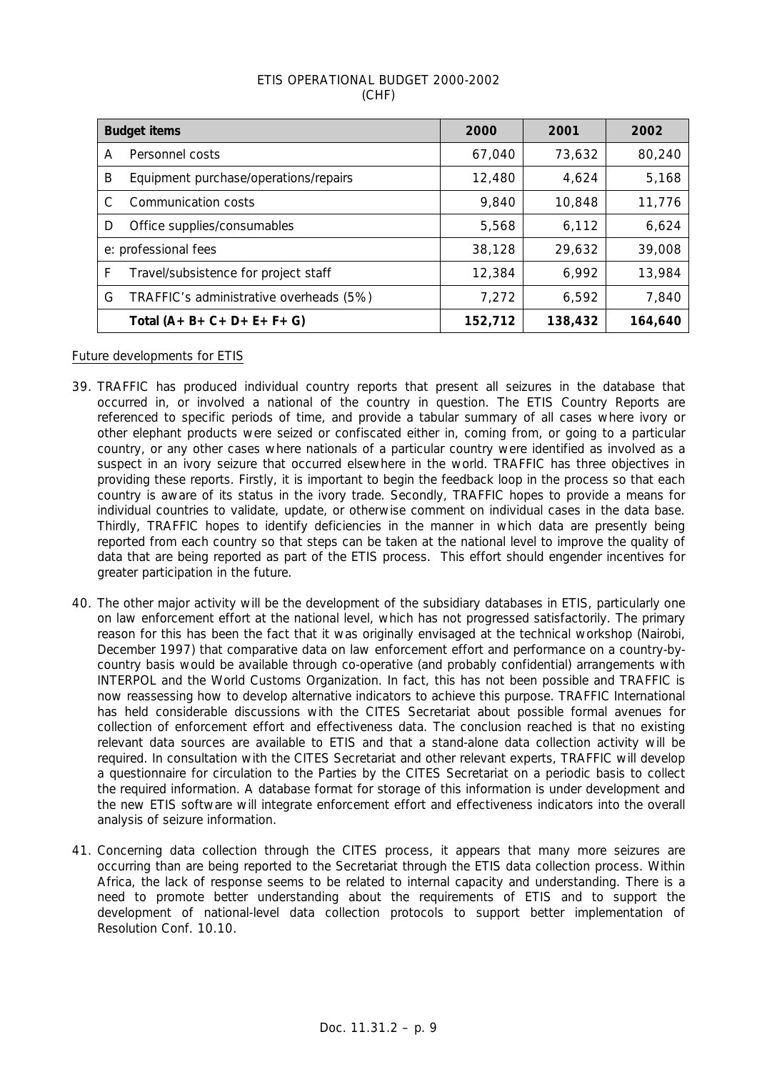ETIS OPERATIONAL BUDGET 2000-2002
(CHF)

| Budget items | 2000 | 2001 | 2002 |
|---|---|---|---|
| A Personnel costs | 67,040 | 73,632 | 80,240 |
| B Equipment purchase/operations/repairs | 12,480 | 4,624 | 5,168 |
| C Communication costs | 9,840 | 10,848 | 11,776 |
| D Office supplies/consumables | 5,568 | 6,112 | 6,624 |
| e: professional fees | 38,128 | 29,632 | 39,008 |
| F Travel/subsistence for project staff | 12,384 | 6,992 | 13,984 |
| G TRAFFIC's administrative overheads (5%) | 7,272 | 6,592 | 7,840 |
| **Total (A+ B+ C+ D+ E+ F+ G)** | **152,712** | **138,432** | **164,640** |

Future developments for ETIS

39. TRAFFIC has produced individual country reports that present all seizures in the database that occurred in, or involved a national of the country in question. The ETIS Country Reports are referenced to specific periods of time, and provide a tabular summary of all cases where ivory or other elephant products were seized or confiscated either in, coming from, or going to a particular country, or any other cases where nationals of a particular country were identified as involved as a suspect in an ivory seizure that occurred elsewhere in the world. TRAFFIC has three objectives in providing these reports. Firstly, it is important to begin the feedback loop in the process so that each country is aware of its status in the ivory trade. Secondly, TRAFFIC hopes to provide a means for individual countries to validate, update, or otherwise comment on individual cases in the data base. Thirdly, TRAFFIC hopes to identify deficiencies in the manner in which data are presently being reported from each country so that steps can be taken at the national level to improve the quality of data that are being reported as part of the ETIS process. This effort should engender incentives for greater participation in the future.

40. The other major activity will be the development of the subsidiary databases in ETIS, particularly one on law enforcement effort at the national level, which has not progressed satisfactorily. The primary reason for this has been the fact that it was originally envisaged at the technical workshop (Nairobi, December 1997) that comparative data on law enforcement effort and performance on a country-by-country basis would be available through co-operative (and probably confidential) arrangements with INTERPOL and the World Customs Organization. In fact, this has not been possible and TRAFFIC is now reassessing how to develop alternative indicators to achieve this purpose. TRAFFIC International has held considerable discussions with the CITES Secretariat about possible formal avenues for collection of enforcement effort and effectiveness data. The conclusion reached is that no existing relevant data sources are available to ETIS and that a stand-alone data collection activity will be required. In consultation with the CITES Secretariat and other relevant experts, TRAFFIC will develop a questionnaire for circulation to the Parties by the CITES Secretariat on a periodic basis to collect the required information. A database format for storage of this information is under development and the new ETIS software will integrate enforcement effort and effectiveness indicators into the overall analysis of seizure information.

41. Concerning data collection through the CITES process, it appears that many more seizures are occurring than are being reported to the Secretariat through the ETIS data collection process. Within Africa, the lack of response seems to be related to internal capacity and understanding. There is a need to promote better understanding about the requirements of ETIS and to support the development of national-level data collection protocols to support better implementation of Resolution Conf. 10.10.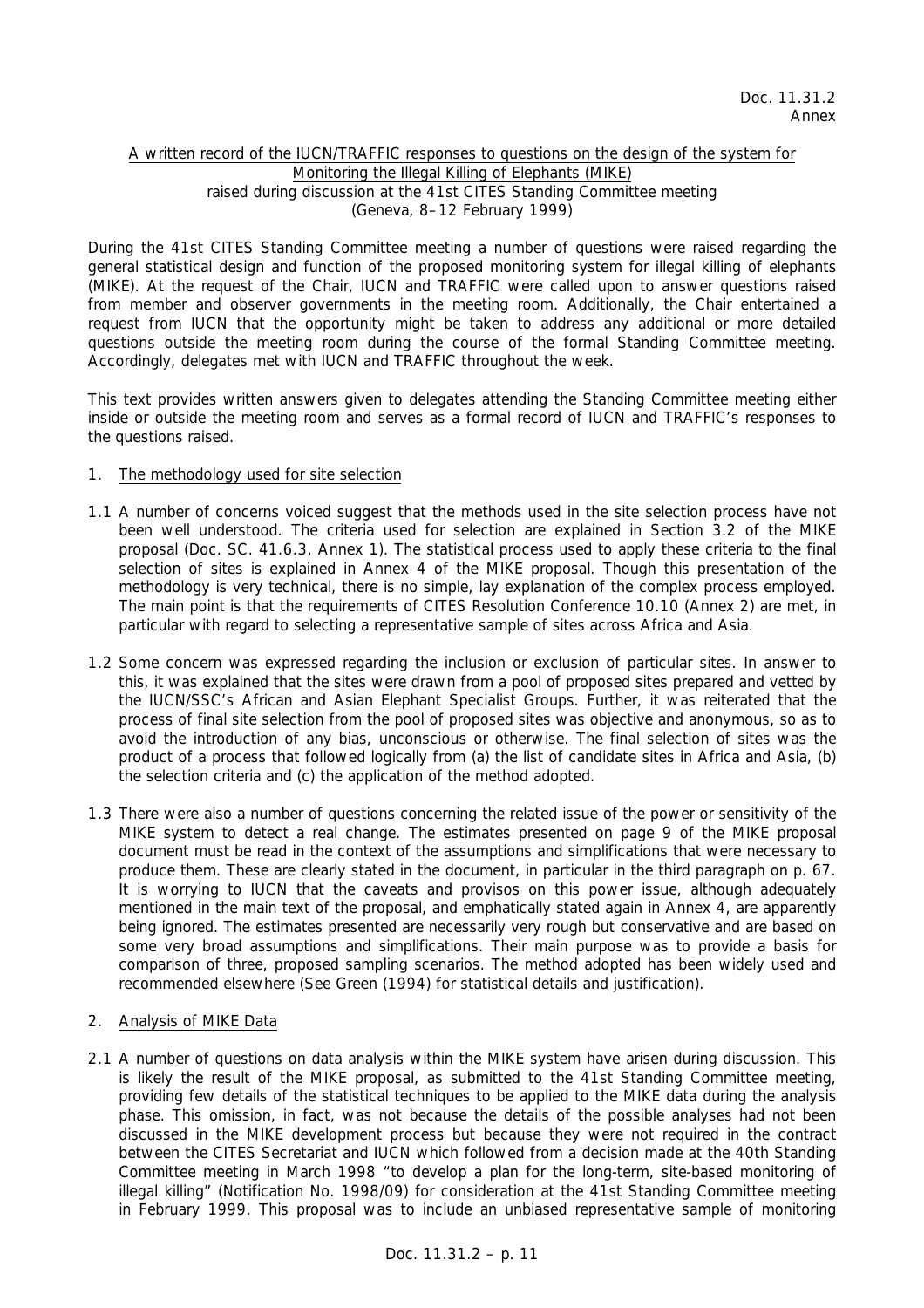Doc. 11.31.2
Annex

A written record of the IUCN/TRAFFIC responses to questions on the design of the system for Monitoring the Illegal Killing of Elephants (MIKE) raised during discussion at the 41st CITES Standing Committee meeting
(Geneva, 8–12 February 1999)

During the 41st CITES Standing Committee meeting a number of questions were raised regarding the general statistical design and function of the proposed monitoring system for illegal killing of elephants (MIKE). At the request of the Chair, IUCN and TRAFFIC were called upon to answer questions raised from member and observer governments in the meeting room. Additionally, the Chair entertained a request from IUCN that the opportunity might be taken to address any additional or more detailed questions outside the meeting room during the course of the formal Standing Committee meeting. Accordingly, delegates met with IUCN and TRAFFIC throughout the week.

This text provides written answers given to delegates attending the Standing Committee meeting either inside or outside the meeting room and serves as a formal record of IUCN and TRAFFIC's responses to the questions raised.

1. The methodology used for site selection

1.1 A number of concerns voiced suggest that the methods used in the site selection process have not been well understood. The criteria used for selection are explained in Section 3.2 of the MIKE proposal (Doc. SC. 41.6.3, Annex 1). The statistical process used to apply these criteria to the final selection of sites is explained in Annex 4 of the MIKE proposal. Though this presentation of the methodology is very technical, there is no simple, lay explanation of the complex process employed. The main point is that the requirements of CITES Resolution Conference 10.10 (Annex 2) are met, in particular with regard to selecting a representative sample of sites across Africa and Asia.

1.2 Some concern was expressed regarding the inclusion or exclusion of particular sites. In answer to this, it was explained that the sites were drawn from a pool of proposed sites prepared and vetted by the IUCN/SSC's African and Asian Elephant Specialist Groups. Further, it was reiterated that the process of final site selection from the pool of proposed sites was objective and anonymous, so as to avoid the introduction of any bias, unconscious or otherwise. The final selection of sites was the product of a process that followed logically from (a) the list of candidate sites in Africa and Asia, (b) the selection criteria and (c) the application of the method adopted.

1.3 There were also a number of questions concerning the related issue of the power or sensitivity of the MIKE system to detect a real change. The estimates presented on page 9 of the MIKE proposal document must be read in the context of the assumptions and simplifications that were necessary to produce them. These are clearly stated in the document, in particular in the third paragraph on p. 67. It is worrying to IUCN that the caveats and provisos on this power issue, although adequately mentioned in the main text of the proposal, and emphatically stated again in Annex 4, are apparently being ignored. The estimates presented are necessarily very rough but conservative and are based on some very broad assumptions and simplifications. Their main purpose was to provide a basis for comparison of three, proposed sampling scenarios. The method adopted has been widely used and recommended elsewhere (See Green (1994) for statistical details and justification).

2. Analysis of MIKE Data

2.1 A number of questions on data analysis within the MIKE system have arisen during discussion. This is likely the result of the MIKE proposal, as submitted to the 41st Standing Committee meeting, providing few details of the statistical techniques to be applied to the MIKE data during the analysis phase. This omission, in fact, was not because the details of the possible analyses had not been discussed in the MIKE development process but because they were not required in the contract between the CITES Secretariat and IUCN which followed from a decision made at the 40th Standing Committee meeting in March 1998 "to develop a plan for the long-term, site-based monitoring of illegal killing" (Notification No. 1998/09) for consideration at the 41st Standing Committee meeting in February 1999. This proposal was to include an unbiased representative sample of monitoring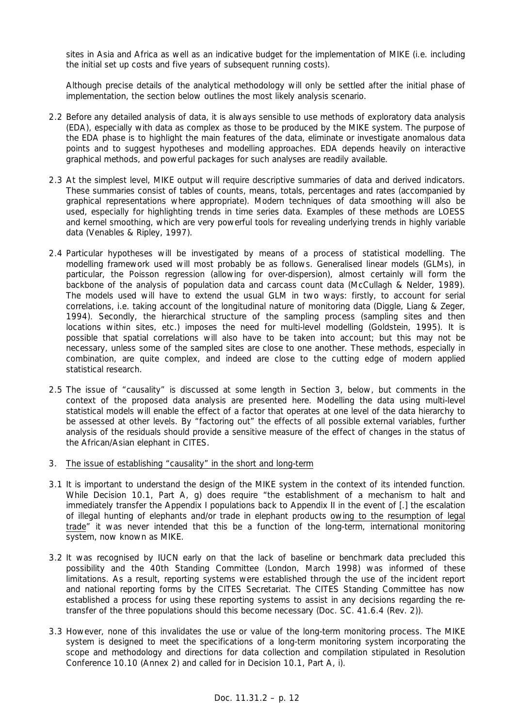sites in Asia and Africa as well as an indicative budget for the implementation of MIKE (i.e. including the initial set up costs and five years of subsequent running costs).

Although precise details of the analytical methodology will only be settled after the initial phase of implementation, the section below outlines the most likely analysis scenario.

2.2 Before any detailed analysis of data, it is always sensible to use methods of exploratory data analysis (EDA), especially with data as complex as those to be produced by the MIKE system. The purpose of the EDA phase is to highlight the main features of the data, eliminate or investigate anomalous data points and to suggest hypotheses and modelling approaches. EDA depends heavily on interactive graphical methods, and powerful packages for such analyses are readily available.

2.3 At the simplest level, MIKE output will require descriptive summaries of data and derived indicators. These summaries consist of tables of counts, means, totals, percentages and rates (accompanied by graphical representations where appropriate). Modern techniques of data smoothing will also be used, especially for highlighting trends in time series data. Examples of these methods are LOESS and kernel smoothing, which are very powerful tools for revealing underlying trends in highly variable data (Venables & Ripley, 1997).

2.4 Particular hypotheses will be investigated by means of a process of statistical modelling. The modelling framework used will most probably be as follows. Generalised linear models (GLMs), in particular, the Poisson regression (allowing for over-dispersion), almost certainly will form the backbone of the analysis of population data and carcass count data (McCullagh & Nelder, 1989). The models used will have to extend the usual GLM in two ways: firstly, to account for serial correlations, i.e. taking account of the longitudinal nature of monitoring data (Diggle, Liang & Zeger, 1994). Secondly, the hierarchical structure of the sampling process (sampling sites and then locations within sites, etc.) imposes the need for multi-level modelling (Goldstein, 1995). It is possible that spatial correlations will also have to be taken into account; but this may not be necessary, unless some of the sampled sites are close to one another. These methods, especially in combination, are quite complex, and indeed are close to the cutting edge of modern applied statistical research.

2.5 The issue of "causality" is discussed at some length in Section 3, below, but comments in the context of the proposed data analysis are presented here. Modelling the data using multi-level statistical models will enable the effect of a factor that operates at one level of the data hierarchy to be assessed at other levels. By "factoring out" the effects of all possible external variables, further analysis of the residuals should provide a sensitive measure of the effect of changes in the status of the African/Asian elephant in CITES.

3. The issue of establishing "causality" in the short and long-term

3.1 It is important to understand the design of the MIKE system in the context of its intended function. While Decision 10.1, Part A, g) does require "the establishment of a mechanism to halt and immediately transfer the Appendix I populations back to Appendix II in the event of [.] the escalation of illegal hunting of elephants and/or trade in elephant products owing to the resumption of legal trade" it was never intended that this be a function of the long-term, international monitoring system, now known as MIKE.

3.2 It was recognised by IUCN early on that the lack of baseline or benchmark data precluded this possibility and the 40th Standing Committee (London, March 1998) was informed of these limitations. As a result, reporting systems were established through the use of the incident report and national reporting forms by the CITES Secretariat. The CITES Standing Committee has now established a process for using these reporting systems to assist in any decisions regarding the re-transfer of the three populations should this become necessary (Doc. SC. 41.6.4 (Rev. 2)).

3.3 However, none of this invalidates the use or value of the long-term monitoring process. The MIKE system is designed to meet the specifications of a long-term monitoring system incorporating the scope and methodology and directions for data collection and compilation stipulated in Resolution Conference 10.10 (Annex 2) and called for in Decision 10.1, Part A, i).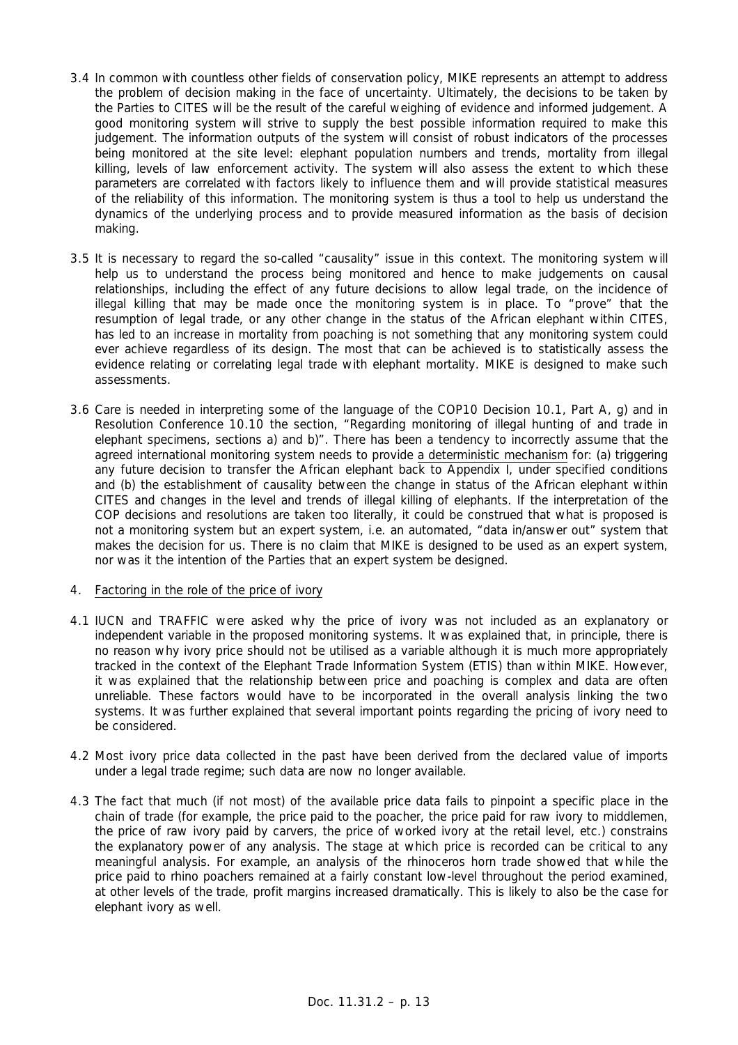3.4 In common with countless other fields of conservation policy, MIKE represents an attempt to address the problem of decision making in the face of uncertainty. Ultimately, the decisions to be taken by the Parties to CITES will be the result of the careful weighing of evidence and informed judgement. A good monitoring system will strive to supply the best possible information required to make this judgement. The information outputs of the system will consist of robust indicators of the processes being monitored at the site level: elephant population numbers and trends, mortality from illegal killing, levels of law enforcement activity. The system will also assess the extent to which these parameters are correlated with factors likely to influence them and will provide statistical measures of the reliability of this information. The monitoring system is thus a tool to help us understand the dynamics of the underlying process and to provide measured information as the basis of decision making.

3.5 It is necessary to regard the so-called "causality" issue in this context. The monitoring system will help us to understand the process being monitored and hence to make judgements on causal relationships, including the effect of any future decisions to allow legal trade, on the incidence of illegal killing that may be made once the monitoring system is in place. To "prove" that the resumption of legal trade, or any other change in the status of the African elephant within CITES, has led to an increase in mortality from poaching is not something that any monitoring system could ever achieve regardless of its design. The most that can be achieved is to statistically assess the evidence relating or correlating legal trade with elephant mortality. MIKE is designed to make such assessments.

3.6 Care is needed in interpreting some of the language of the COP10 Decision 10.1, Part A, g) and in Resolution Conference 10.10 the section, "Regarding monitoring of illegal hunting of and trade in elephant specimens, sections a) and b)". There has been a tendency to incorrectly assume that the agreed international monitoring system needs to provide a deterministic mechanism for: (a) triggering any future decision to transfer the African elephant back to Appendix I, under specified conditions and (b) the establishment of causality between the change in status of the African elephant within CITES and changes in the level and trends of illegal killing of elephants. If the interpretation of the COP decisions and resolutions are taken too literally, it could be construed that what is proposed is not a monitoring system but an expert system, i.e. an automated, "data in/answer out" system that makes the decision for us. There is no claim that MIKE is designed to be used as an expert system, nor was it the intention of the Parties that an expert system be designed.

4. Factoring in the role of the price of ivory

4.1 IUCN and TRAFFIC were asked why the price of ivory was not included as an explanatory or independent variable in the proposed monitoring systems. It was explained that, in principle, there is no reason why ivory price should not be utilised as a variable although it is much more appropriately tracked in the context of the Elephant Trade Information System (ETIS) than within MIKE. However, it was explained that the relationship between price and poaching is complex and data are often unreliable. These factors would have to be incorporated in the overall analysis linking the two systems. It was further explained that several important points regarding the pricing of ivory need to be considered.

4.2 Most ivory price data collected in the past have been derived from the declared value of imports under a legal trade regime; such data are now no longer available.

4.3 The fact that much (if not most) of the available price data fails to pinpoint a specific place in the chain of trade (for example, the price paid to the poacher, the price paid for raw ivory to middlemen, the price of raw ivory paid by carvers, the price of worked ivory at the retail level, etc.) constrains the explanatory power of any analysis. The stage at which price is recorded can be critical to any meaningful analysis. For example, an analysis of the rhinoceros horn trade showed that while the price paid to rhino poachers remained at a fairly constant low-level throughout the period examined, at other levels of the trade, profit margins increased dramatically. This is likely to also be the case for elephant ivory as well.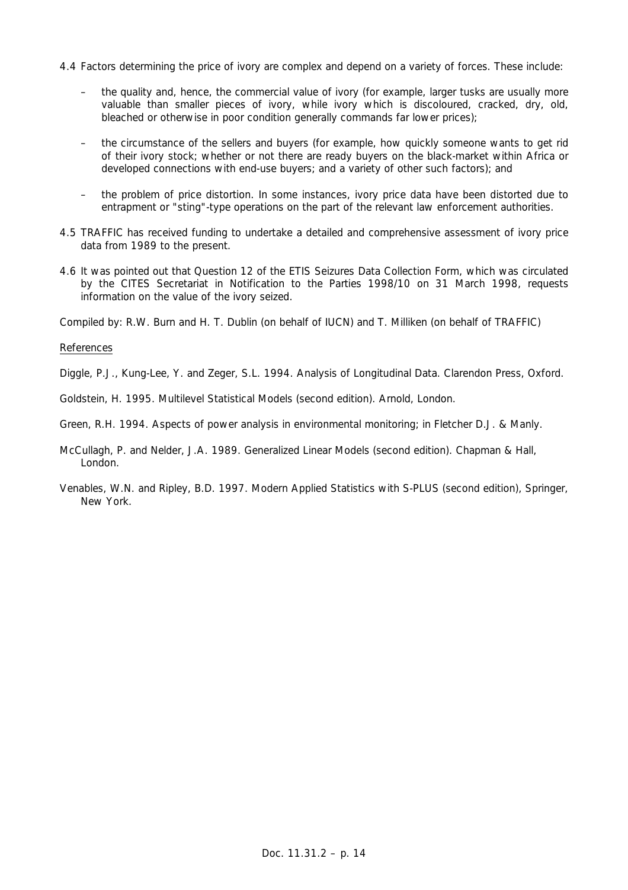4.4 Factors determining the price of ivory are complex and depend on a variety of forces. These include:

- the quality and, hence, the commercial value of ivory (for example, larger tusks are usually more valuable than smaller pieces of ivory, while ivory which is discoloured, cracked, dry, old, bleached or otherwise in poor condition generally commands far lower prices);

- the circumstance of the sellers and buyers (for example, how quickly someone wants to get rid of their ivory stock; whether or not there are ready buyers on the black-market within Africa or developed connections with end-use buyers; and a variety of other such factors); and

- the problem of price distortion. In some instances, ivory price data have been distorted due to entrapment or "sting"-type operations on the part of the relevant law enforcement authorities.

4.5 TRAFFIC has received funding to undertake a detailed and comprehensive assessment of ivory price data from 1989 to the present.

4.6 It was pointed out that Question 12 of the ETIS Seizures Data Collection Form, which was circulated by the CITES Secretariat in Notification to the Parties 1998/10 on 31 March 1998, requests information on the value of the ivory seized.

Compiled by: R.W. Burn and H. T. Dublin (on behalf of IUCN) and T. Milliken (on behalf of TRAFFIC)

References

Diggle, P.J., Kung-Lee, Y. and Zeger, S.L. 1994. Analysis of Longitudinal Data. Clarendon Press, Oxford.

Goldstein, H. 1995. Multilevel Statistical Models (second edition). Arnold, London.

Green, R.H. 1994. Aspects of power analysis in environmental monitoring; in Fletcher D.J. & Manly.

McCullagh, P. and Nelder, J.A. 1989. Generalized Linear Models (second edition). Chapman & Hall, London.

Venables, W.N. and Ripley, B.D. 1997. Modern Applied Statistics with S-PLUS (second edition), Springer, New York.